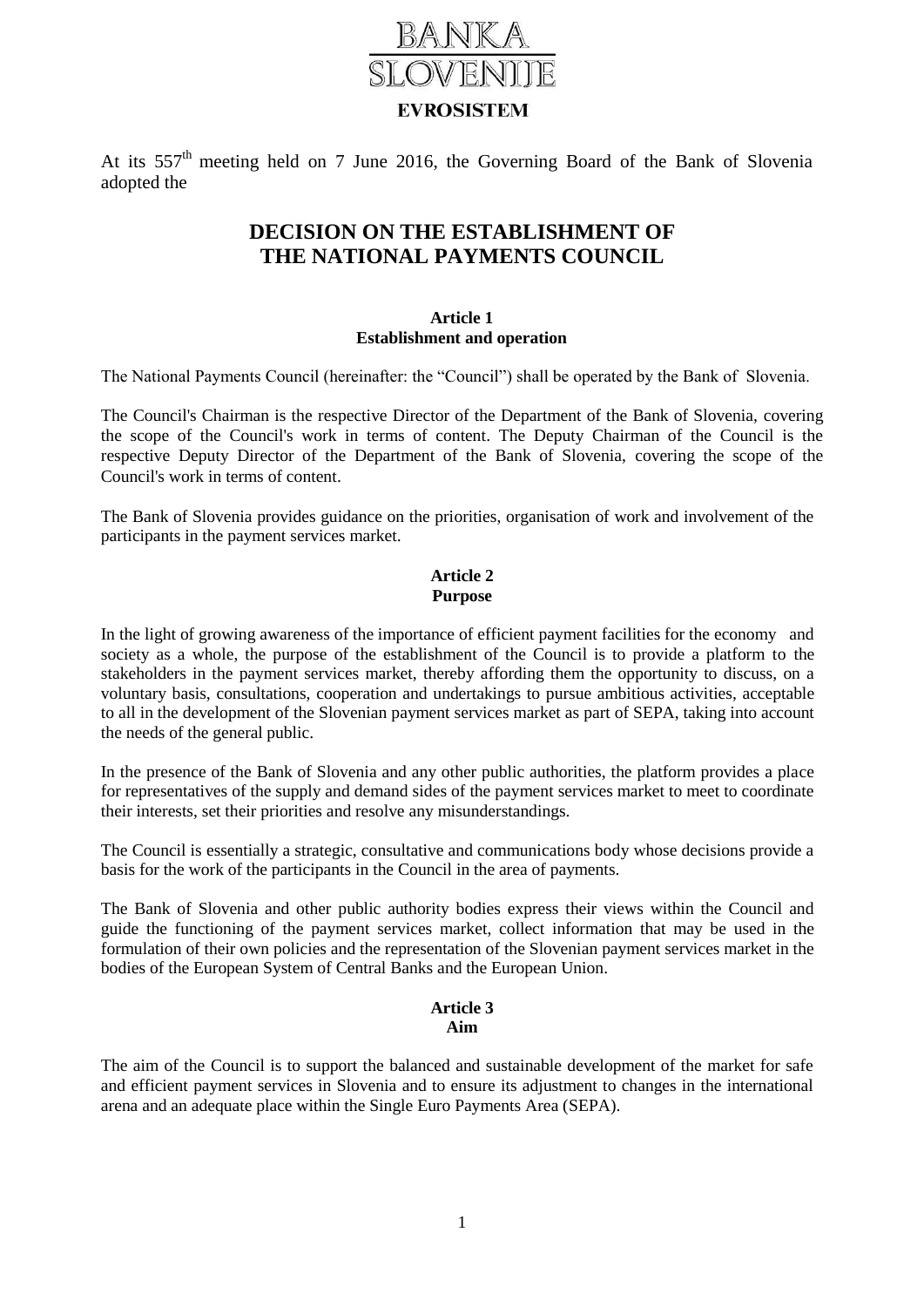BANKA SLOVENIJE

EVROSISTEM

At its 557th meeting held on 7 June 2016, the Governing Board of the Bank of Slovenia adopted the

# DECISION ON THE ESTABLISHMENT OF THE NATIONAL PAYMENTS COUNCIL

### Article 1
### Establishment and operation

The National Payments Council (hereinafter: the "Council") shall be operated by the Bank of Slovenia.

The Council's Chairman is the respective Director of the Department of the Bank of Slovenia, covering the scope of the Council's work in terms of content. The Deputy Chairman of the Council is the respective Deputy Director of the Department of the Bank of Slovenia, covering the scope of the Council's work in terms of content.

The Bank of Slovenia provides guidance on the priorities, organisation of work and involvement of the participants in the payment services market.

### Article 2
### Purpose

In the light of growing awareness of the importance of efficient payment facilities for the economy and society as a whole, the purpose of the establishment of the Council is to provide a platform to the stakeholders in the payment services market, thereby affording them the opportunity to discuss, on a voluntary basis, consultations, cooperation and undertakings to pursue ambitious activities, acceptable to all in the development of the Slovenian payment services market as part of SEPA, taking into account the needs of the general public.

In the presence of the Bank of Slovenia and any other public authorities, the platform provides a place for representatives of the supply and demand sides of the payment services market to meet to coordinate their interests, set their priorities and resolve any misunderstandings.

The Council is essentially a strategic, consultative and communications body whose decisions provide a basis for the work of the participants in the Council in the area of payments.

The Bank of Slovenia and other public authority bodies express their views within the Council and guide the functioning of the payment services market, collect information that may be used in the formulation of their own policies and the representation of the Slovenian payment services market in the bodies of the European System of Central Banks and the European Union.

### Article 3
### Aim

The aim of the Council is to support the balanced and sustainable development of the market for safe and efficient payment services in Slovenia and to ensure its adjustment to changes in the international arena and an adequate place within the Single Euro Payments Area (SEPA).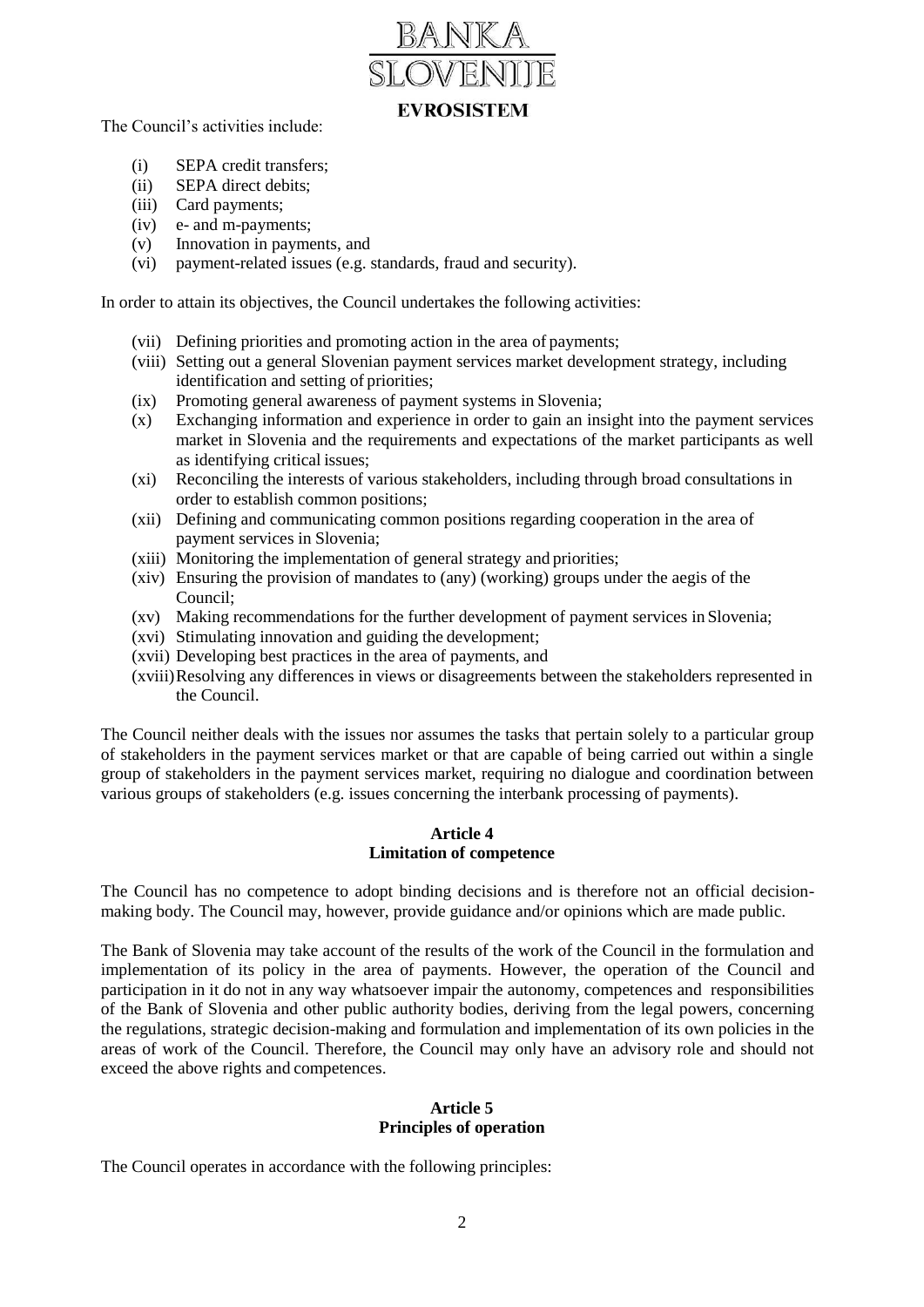The Council's activities include:

- (i) SEPA credit transfers;
- (ii) SEPA direct debits;
- (iii) Card payments;
- (iv) e- and m-payments;
- (v) Innovation in payments, and
- (vi) payment-related issues (e.g. standards, fraud and security).

In order to attain its objectives, the Council undertakes the following activities:

- (vii) Defining priorities and promoting action in the area of payments;
- (viii) Setting out a general Slovenian payment services market development strategy, including identification and setting of priorities;
- (ix) Promoting general awareness of payment systems in Slovenia;
- (x) Exchanging information and experience in order to gain an insight into the payment services market in Slovenia and the requirements and expectations of the market participants as well as identifying critical issues;
- (xi) Reconciling the interests of various stakeholders, including through broad consultations in order to establish common positions;
- (xii) Defining and communicating common positions regarding cooperation in the area of payment services in Slovenia;
- (xiii) Monitoring the implementation of general strategy and priorities;
- (xiv) Ensuring the provision of mandates to (any) (working) groups under the aegis of the Council;
- (xv) Making recommendations for the further development of payment services in Slovenia;
- (xvi) Stimulating innovation and guiding the development;
- (xvii) Developing best practices in the area of payments, and
- (xviii) Resolving any differences in views or disagreements between the stakeholders represented in the Council.

The Council neither deals with the issues nor assumes the tasks that pertain solely to a particular group of stakeholders in the payment services market or that are capable of being carried out within a single group of stakeholders in the payment services market, requiring no dialogue and coordination between various groups of stakeholders (e.g. issues concerning the interbank processing of payments).

**Article 4**
**Limitation of competence**

The Council has no competence to adopt binding decisions and is therefore not an official decision-making body. The Council may, however, provide guidance and/or opinions which are made public.

The Bank of Slovenia may take account of the results of the work of the Council in the formulation and implementation of its policy in the area of payments. However, the operation of the Council and participation in it do not in any way whatsoever impair the autonomy, competences and responsibilities of the Bank of Slovenia and other public authority bodies, deriving from the legal powers, concerning the regulations, strategic decision-making and formulation and implementation of its own policies in the areas of work of the Council. Therefore, the Council may only have an advisory role and should not exceed the above rights and competences.

**Article 5**
**Principles of operation**

The Council operates in accordance with the following principles: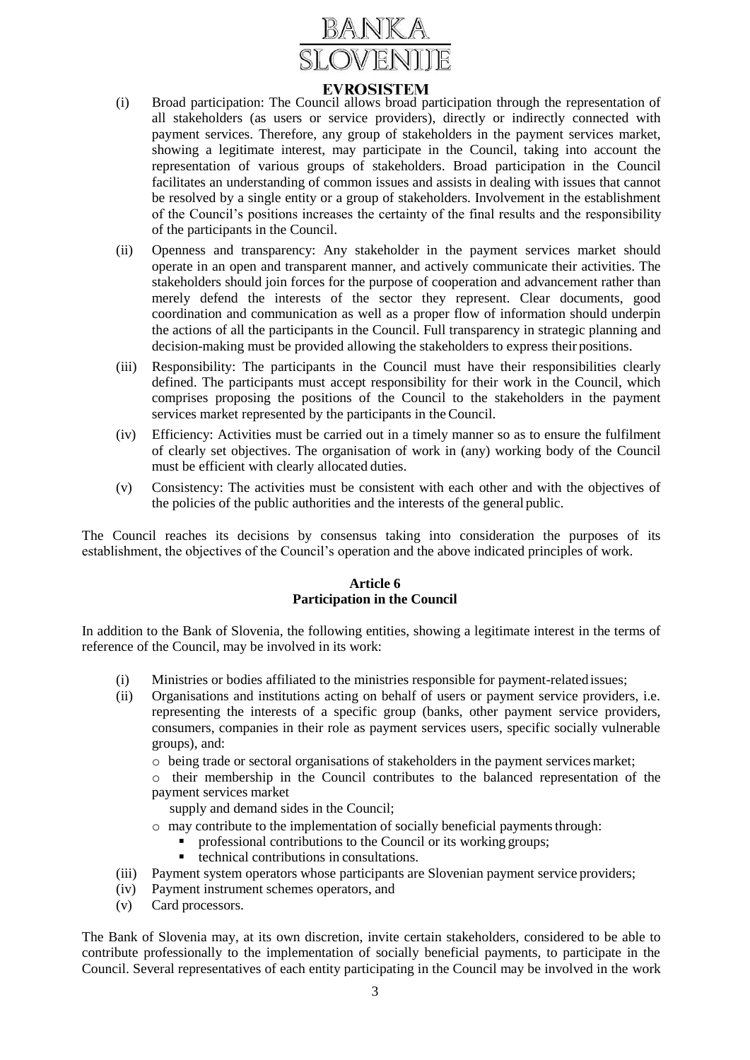(i) Broad participation: The Council allows broad participation through the representation of all stakeholders (as users or service providers), directly or indirectly connected with payment services. Therefore, any group of stakeholders in the payment services market, showing a legitimate interest, may participate in the Council, taking into account the representation of various groups of stakeholders. Broad participation in the Council facilitates an understanding of common issues and assists in dealing with issues that cannot be resolved by a single entity or a group of stakeholders. Involvement in the establishment of the Council's positions increases the certainty of the final results and the responsibility of the participants in the Council.

(ii) Openness and transparency: Any stakeholder in the payment services market should operate in an open and transparent manner, and actively communicate their activities. The stakeholders should join forces for the purpose of cooperation and advancement rather than merely defend the interests of the sector they represent. Clear documents, good coordination and communication as well as a proper flow of information should underpin the actions of all the participants in the Council. Full transparency in strategic planning and decision-making must be provided allowing the stakeholders to express their positions.

(iii) Responsibility: The participants in the Council must have their responsibilities clearly defined. The participants must accept responsibility for their work in the Council, which comprises proposing the positions of the Council to the stakeholders in the payment services market represented by the participants in the Council.

(iv) Efficiency: Activities must be carried out in a timely manner so as to ensure the fulfilment of clearly set objectives. The organisation of work in (any) working body of the Council must be efficient with clearly allocated duties.

(v) Consistency: The activities must be consistent with each other and with the objectives of the policies of the public authorities and the interests of the general public.

The Council reaches its decisions by consensus taking into consideration the purposes of its establishment, the objectives of the Council's operation and the above indicated principles of work.

## Article 6
## Participation in the Council

In addition to the Bank of Slovenia, the following entities, showing a legitimate interest in the terms of reference of the Council, may be involved in its work:

(i) Ministries or bodies affiliated to the ministries responsible for payment-related issues;

(ii) Organisations and institutions acting on behalf of users or payment service providers, i.e. representing the interests of a specific group (banks, other payment service providers, consumers, companies in their role as payment services users, specific socially vulnerable groups), and:
   - being trade or sectoral organisations of stakeholders in the payment services market;
   - their membership in the Council contributes to the balanced representation of the payment services market supply and demand sides in the Council;
   - may contribute to the implementation of socially beneficial payments through:
     - professional contributions to the Council or its working groups;
     - technical contributions in consultations.

(iii) Payment system operators whose participants are Slovenian payment service providers;

(iv) Payment instrument schemes operators, and

(v) Card processors.

The Bank of Slovenia may, at its own discretion, invite certain stakeholders, considered to be able to contribute professionally to the implementation of socially beneficial payments, to participate in the Council. Several representatives of each entity participating in the Council may be involved in the work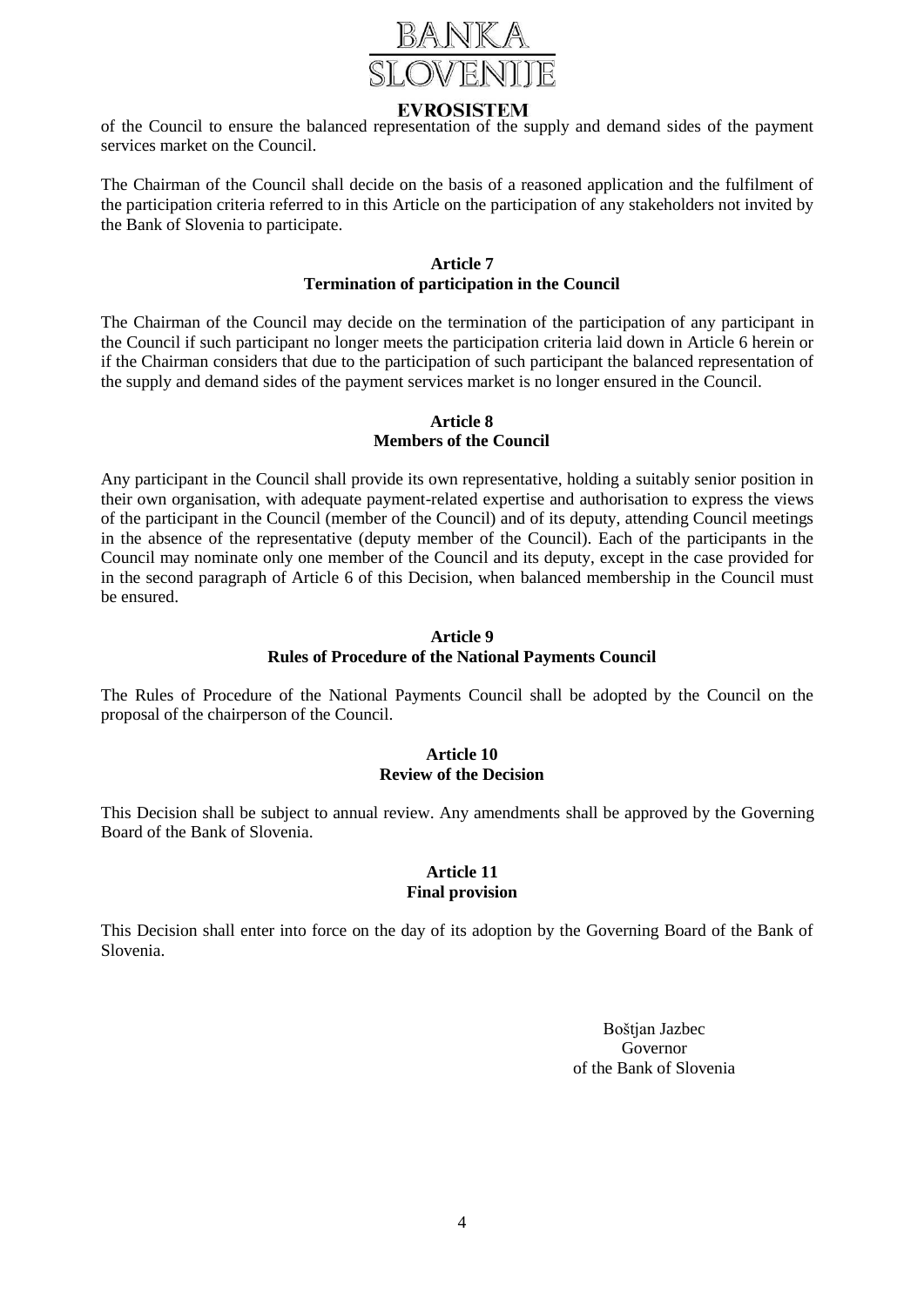of the Council to ensure the balanced representation of the supply and demand sides of the payment services market on the Council.

The Chairman of the Council shall decide on the basis of a reasoned application and the fulfilment of the participation criteria referred to in this Article on the participation of any stakeholders not invited by the Bank of Slovenia to participate.

**Article 7**
**Termination of participation in the Council**

The Chairman of the Council may decide on the termination of the participation of any participant in the Council if such participant no longer meets the participation criteria laid down in Article 6 herein or if the Chairman considers that due to the participation of such participant the balanced representation of the supply and demand sides of the payment services market is no longer ensured in the Council.

**Article 8**
**Members of the Council**

Any participant in the Council shall provide its own representative, holding a suitably senior position in their own organisation, with adequate payment-related expertise and authorisation to express the views of the participant in the Council (member of the Council) and of its deputy, attending Council meetings in the absence of the representative (deputy member of the Council). Each of the participants in the Council may nominate only one member of the Council and its deputy, except in the case provided for in the second paragraph of Article 6 of this Decision, when balanced membership in the Council must be ensured.

**Article 9**
**Rules of Procedure of the National Payments Council**

The Rules of Procedure of the National Payments Council shall be adopted by the Council on the proposal of the chairperson of the Council.

**Article 10**
**Review of the Decision**

This Decision shall be subject to annual review. Any amendments shall be approved by the Governing Board of the Bank of Slovenia.

**Article 11**
**Final provision**

This Decision shall enter into force on the day of its adoption by the Governing Board of the Bank of Slovenia.

Boštjan Jazbec
Governor
of the Bank of Slovenia